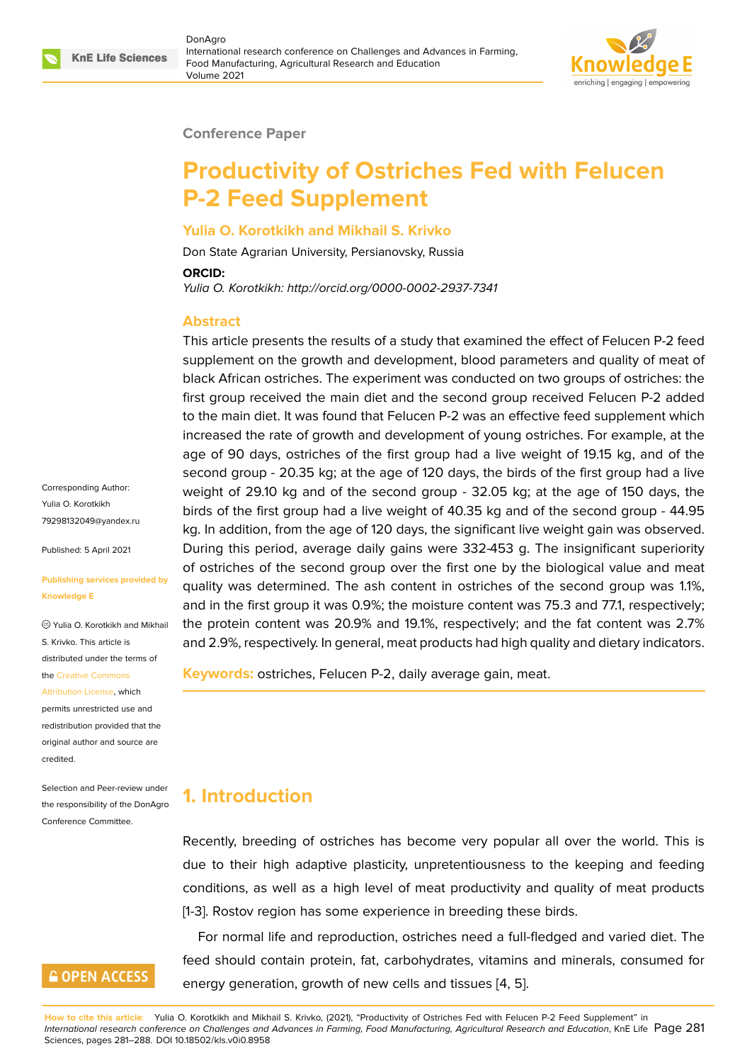Conference Paper

# Productivity of Ostriches Fed with Felucen P-2 Feed Supplement

**Yulia O. Korotkikh and Mikhail S. Krivko**

Don State Agrarian University, Persianovsky, Russia

**ORCID:**

*Yulia O. Korotkikh: http://orcid.org/0000-0002-2937-7341*

Corresponding Author: Yulia O. Korotkikh 79298132049@yandex.ru

Published: 5 April 2021

Publishing services provided by Knowledge E

© Yulia O. Korotkikh and Mikhail S. Krivko. This article is distributed under the terms of the Creative Commons Attribution License, which permits unrestricted use and redistribution provided that the original author and source are credited.

Selection and Peer-review under the responsibility of the DonAgro Conference Committee.

## Abstract

This article presents the results of a study that examined the effect of Felucen P-2 feed supplement on the growth and development, blood parameters and quality of meat of black African ostriches. The experiment was conducted on two groups of ostriches: the first group received the main diet and the second group received Felucen P-2 added to the main diet. It was found that Felucen P-2 was an effective feed supplement which increased the rate of growth and development of young ostriches. For example, at the age of 90 days, ostriches of the first group had a live weight of 19.15 kg, and of the second group - 20.35 kg; at the age of 120 days, the birds of the first group had a live weight of 29.10 kg and of the second group - 32.05 kg; at the age of 150 days, the birds of the first group had a live weight of 40.35 kg and of the second group - 44.95 kg. In addition, from the age of 120 days, the significant live weight gain was observed. During this period, average daily gains were 332-453 g. The insignificant superiority of ostriches of the second group over the first one by the biological value and meat quality was determined. The ash content in ostriches of the second group was 1.1%, and in the first group it was 0.9%; the moisture content was 75.3 and 77.1, respectively; the protein content was 20.9% and 19.1%, respectively; and the fat content was 2.7% and 2.9%, respectively. In general, meat products had high quality and dietary indicators.

**Keywords:** ostriches, Felucen P-2, daily average gain, meat.

## 1. Introduction

Recently, breeding of ostriches has become very popular all over the world. This is due to their high adaptive plasticity, unpretentiousness to the keeping and feeding conditions, as well as a high level of meat productivity and quality of meat products [1-3]. Rostov region has some experience in breeding these birds.

For normal life and reproduction, ostriches need a full-fledged and varied diet. The feed should contain protein, fat, carbohydrates, vitamins and minerals, consumed for energy generation, growth of new cells and tissues [4, 5].

**How to cite this article:** Yulia O. Korotkikh and Mikhail S. Krivko, (2021), “Productivity of Ostriches Fed with Felucen P-2 Feed Supplement” in *International research conference on Challenges and Advances in Farming, Food Manufacturing, Agricultural Research and Education*, KnE Life Sciences, pages 281–288. DOI 10.18502/kls.v0i0.8958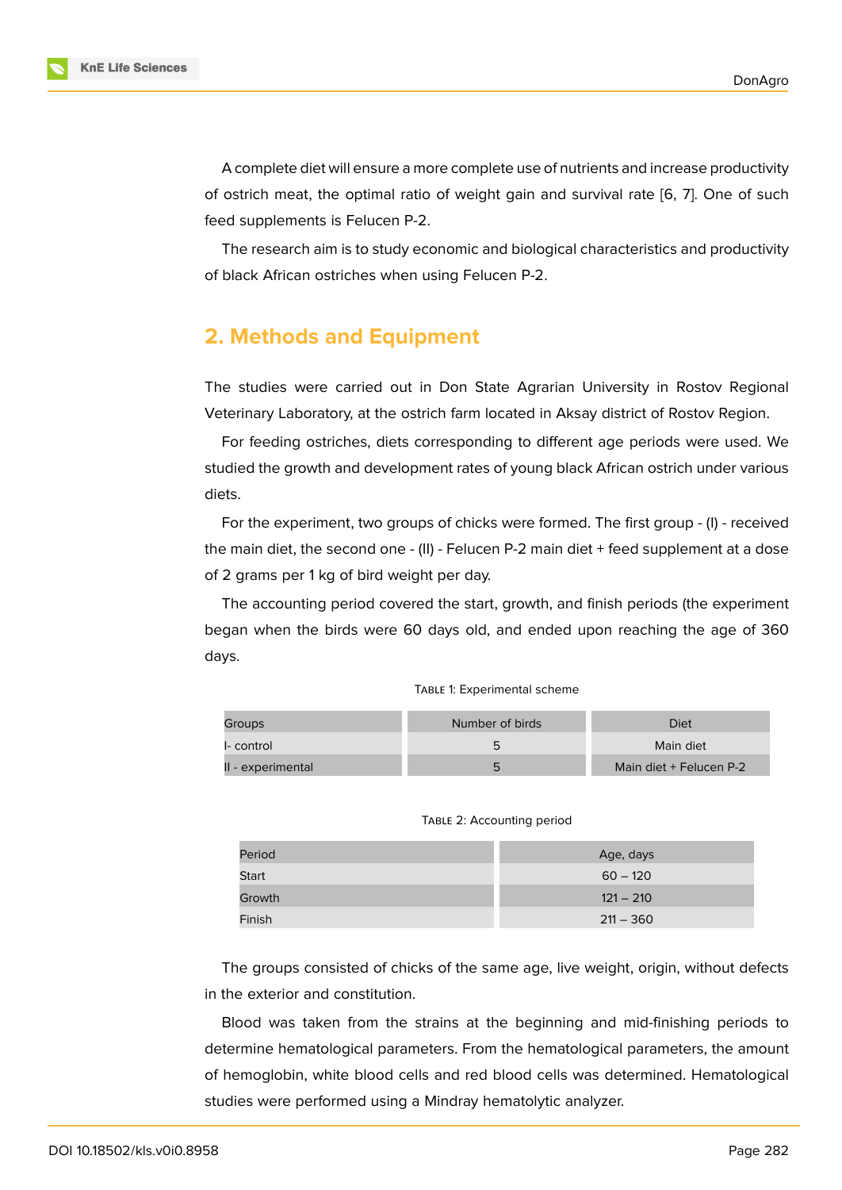A complete diet will ensure a more complete use of nutrients and increase productivity of ostrich meat, the optimal ratio of weight gain and survival rate [6, 7]. One of such feed supplements is Felucen P-2.

The research aim is to study economic and biological characteristics and productivity of black African ostriches when using Felucen P-2.

## 2. Methods and Equipment

The studies were carried out in Don State Agrarian University in Rostov Regional Veterinary Laboratory, at the ostrich farm located in Aksay district of Rostov Region.

For feeding ostriches, diets corresponding to different age periods were used. We studied the growth and development rates of young black African ostrich under various diets.

For the experiment, two groups of chicks were formed. The first group - (I) - received the main diet, the second one - (II) - Felucen P-2 main diet + feed supplement at a dose of 2 grams per 1 kg of bird weight per day.

The accounting period covered the start, growth, and finish periods (the experiment began when the birds were 60 days old, and ended upon reaching the age of 360 days.

Table 1: Experimental scheme

| Groups | Number of birds | Diet |
|---|---|---|
| I- control | 5 | Main diet |
| II - experimental | 5 | Main diet + Felucen P-2 |

Table 2: Accounting period

| Period | Age, days |
|---|---|
| Start | 60 – 120 |
| Growth | 121 – 210 |
| Finish | 211 – 360 |

The groups consisted of chicks of the same age, live weight, origin, without defects in the exterior and constitution.

Blood was taken from the strains at the beginning and mid-finishing periods to determine hematological parameters. From the hematological parameters, the amount of hemoglobin, white blood cells and red blood cells was determined. Hematological studies were performed using a Mindray hematolytic analyzer.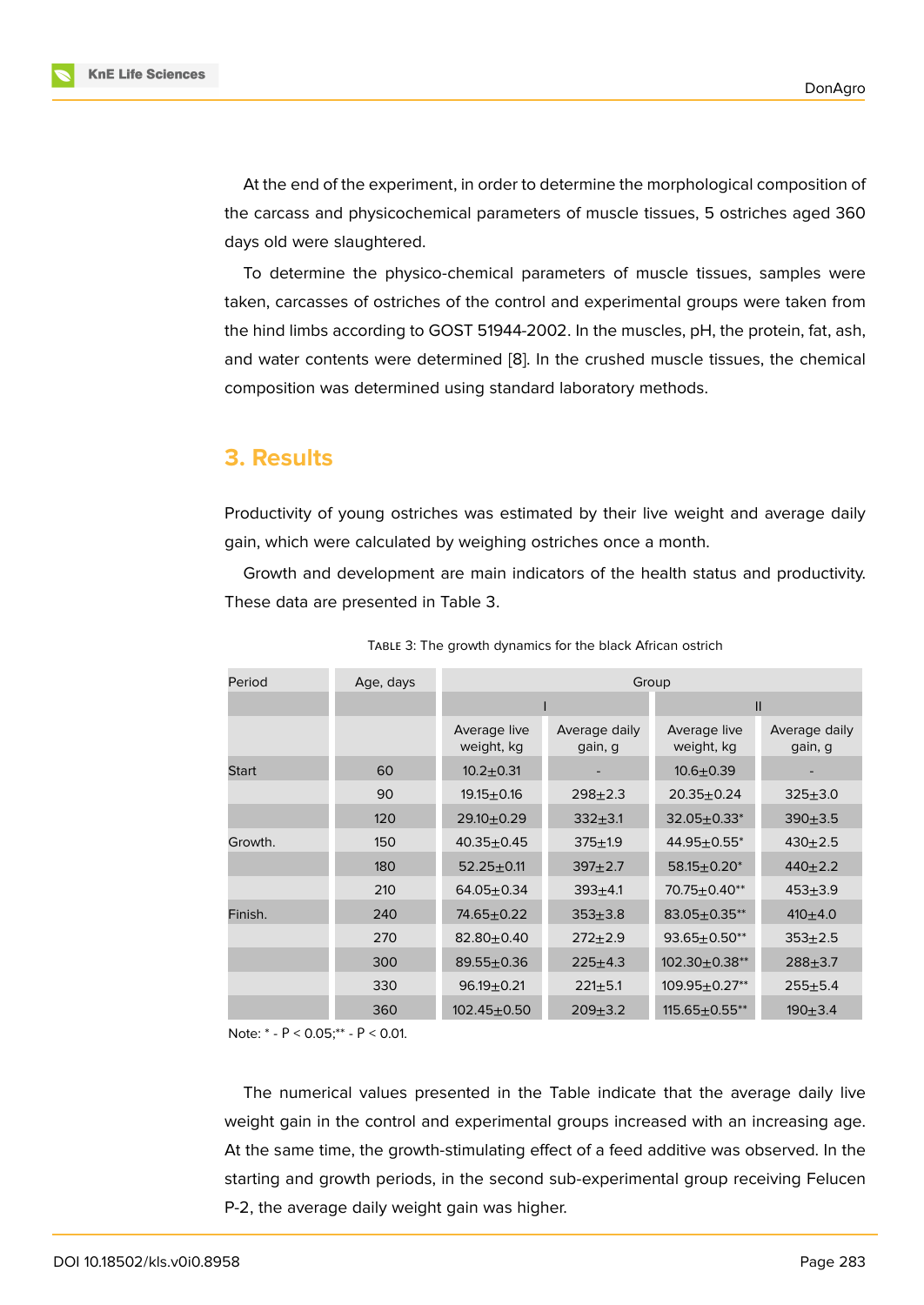At the end of the experiment, in order to determine the morphological composition of the carcass and physicochemical parameters of muscle tissues, 5 ostriches aged 360 days old were slaughtered.

To determine the physico-chemical parameters of muscle tissues, samples were taken, carcasses of ostriches of the control and experimental groups were taken from the hind limbs according to GOST 51944-2002. In the muscles, pH, the protein, fat, ash, and water contents were determined [8]. In the crushed muscle tissues, the chemical composition was determined using standard laboratory methods.

## 3. Results

Productivity of young ostriches was estimated by their live weight and average daily gain, which were calculated by weighing ostriches once a month.

Growth and development are main indicators of the health status and productivity. These data are presented in Table 3.

Table 3: The growth dynamics for the black African ostrich

| Period | Age, days | Group | | | |
|---|---|---|---|---|---|
| | | I | | II | |
| | | Average live weight, kg | Average daily gain, g | Average live weight, kg | Average daily gain, g |
| Start | 60 | 10.2±0.31 | - | 10.6±0.39 | - |
| | 90 | 19.15±0.16 | 298±2.3 | 20.35±0.24 | 325±3.0 |
| | 120 | 29.10±0.29 | 332±3.1 | 32.05±0.33* | 390±3.5 |
| Growth. | 150 | 40.35±0.45 | 375±1.9 | 44.95±0.55* | 430±2.5 |
| | 180 | 52.25±0.11 | 397±2.7 | 58.15±0.20* | 440±2.2 |
| | 210 | 64.05±0.34 | 393±4.1 | 70.75±0.40** | 453±3.9 |
| Finish. | 240 | 74.65±0.22 | 353±3.8 | 83.05±0.35** | 410±4.0 |
| | 270 | 82.80±0.40 | 272±2.9 | 93.65±0.50** | 353±2.5 |
| | 300 | 89.55±0.36 | 225±4.3 | 102.30±0.38** | 288±3.7 |
| | 330 | 96.19±0.21 | 221±5.1 | 109.95±0.27** | 255±5.4 |
| | 360 | 102.45±0.50 | 209±3.2 | 115.65±0.55** | 190±3.4 |

Note: * - $P < 0.05$;** - $P < 0.01$.

The numerical values presented in the Table indicate that the average daily live weight gain in the control and experimental groups increased with an increasing age. At the same time, the growth-stimulating effect of a feed additive was observed. In the starting and growth periods, in the second sub-experimental group receiving Felucen P-2, the average daily weight gain was higher.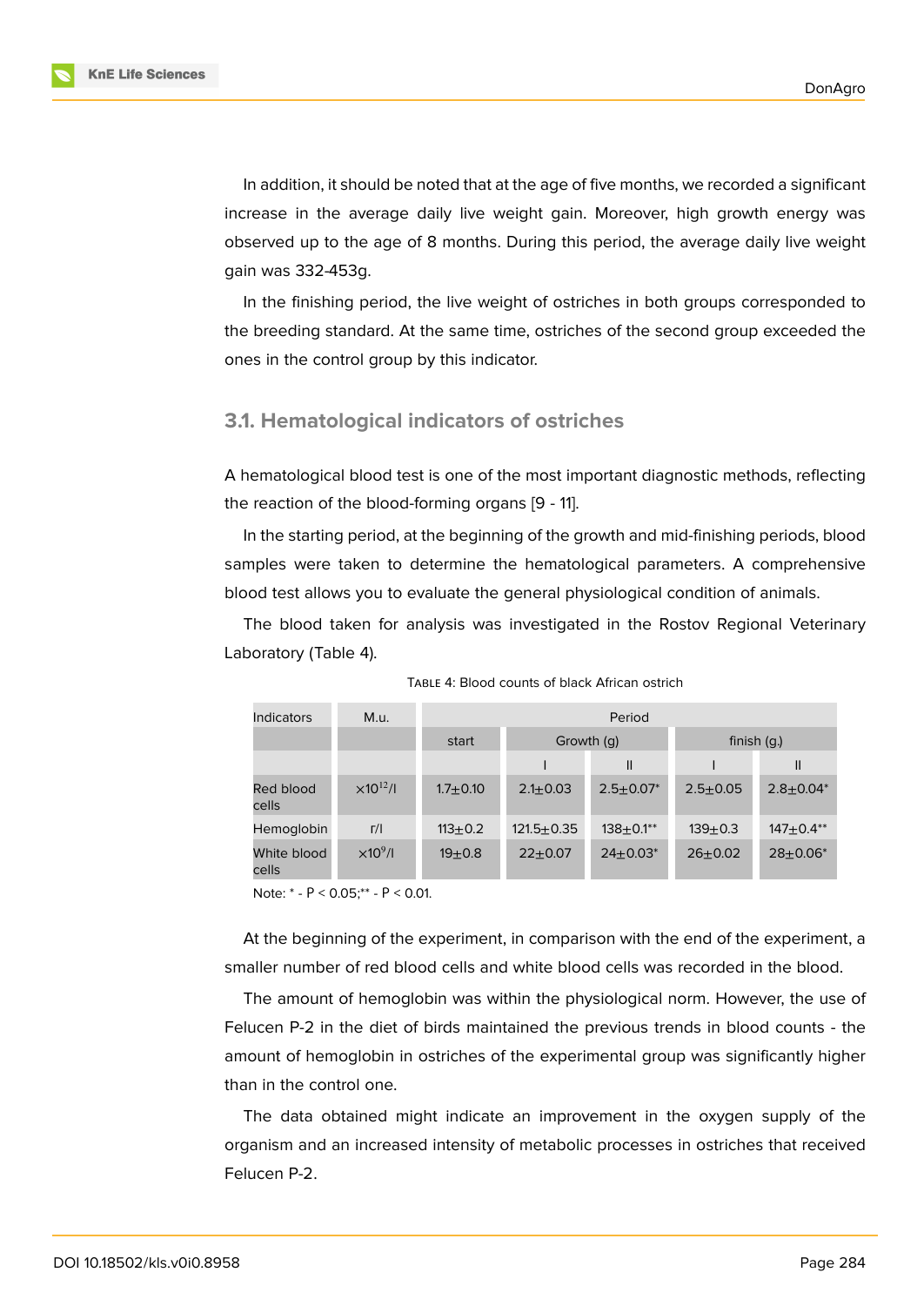In addition, it should be noted that at the age of five months, we recorded a significant increase in the average daily live weight gain. Moreover, high growth energy was observed up to the age of 8 months. During this period, the average daily live weight gain was 332-453g.

In the finishing period, the live weight of ostriches in both groups corresponded to the breeding standard. At the same time, ostriches of the second group exceeded the ones in the control group by this indicator.

## 3.1. Hematological indicators of ostriches

A hematological blood test is one of the most important diagnostic methods, reflecting the reaction of the blood-forming organs [9 - 11].

In the starting period, at the beginning of the growth and mid-finishing periods, blood samples were taken to determine the hematological parameters. A comprehensive blood test allows you to evaluate the general physiological condition of animals.

The blood taken for analysis was investigated in the Rostov Regional Veterinary Laboratory (Table 4).

TABLE 4: Blood counts of black African ostrich

| Indicators | M.u. | Period | | | | |
|---|---|---|---|---|---|---|
| | | start | Growth (g) | | finish (g.) | |
| | | | I | II | I | II |
| Red blood cells | $\times 10^{12}$/l | 1.7±0.10 | 2.1±0.03 | 2.5±0.07* | 2.5±0.05 | 2.8±0.04* |
| Hemoglobin | г/l | 113±0.2 | 121.5±0.35 | 138±0.1** | 139±0.3 | 147±0.4** |
| White blood cells | $\times 10^{9}$/l | 19±0.8 | 22±0.07 | 24±0.03* | 26±0.02 | 28±0.06* |

Note: * - P < 0.05;** - P < 0.01.

At the beginning of the experiment, in comparison with the end of the experiment, a smaller number of red blood cells and white blood cells was recorded in the blood.

The amount of hemoglobin was within the physiological norm. However, the use of Felucen P-2 in the diet of birds maintained the previous trends in blood counts - the amount of hemoglobin in ostriches of the experimental group was significantly higher than in the control one.

The data obtained might indicate an improvement in the oxygen supply of the organism and an increased intensity of metabolic processes in ostriches that received Felucen P-2.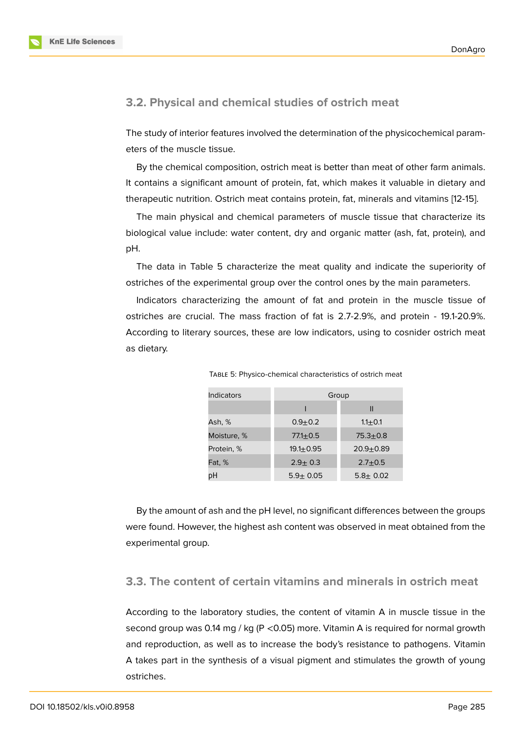### 3.2. Physical and chemical studies of ostrich meat

The study of interior features involved the determination of the physicochemical parameters of the muscle tissue.

By the chemical composition, ostrich meat is better than meat of other farm animals. It contains a significant amount of protein, fat, which makes it valuable in dietary and therapeutic nutrition. Ostrich meat contains protein, fat, minerals and vitamins [12-15].

The main physical and chemical parameters of muscle tissue that characterize its biological value include: water content, dry and organic matter (ash, fat, protein), and pH.

The data in Table 5 characterize the meat quality and indicate the superiority of ostriches of the experimental group over the control ones by the main parameters.

Indicators characterizing the amount of fat and protein in the muscle tissue of ostriches are crucial. The mass fraction of fat is 2.7-2.9%, and protein - 19.1-20.9%. According to literary sources, these are low indicators, using to cosnider ostrich meat as dietary.

Table 5: Physico-chemical characteristics of ostrich meat

| Indicators | Group | |
|---|---|---|
| | I | II |
| Ash, % | 0.9±0.2 | 1.1±0.1 |
| Moisture, % | 77.1±0.5 | 75.3±0.8 |
| Protein, % | 19.1±0.95 | 20.9±0.89 |
| Fat, % | 2.9± 0.3 | 2.7±0.5 |
| pH | 5.9± 0.05 | 5.8± 0.02 |

By the amount of ash and the pH level, no significant differences between the groups were found. However, the highest ash content was observed in meat obtained from the experimental group.

### 3.3. The content of certain vitamins and minerals in ostrich meat

According to the laboratory studies, the content of vitamin A in muscle tissue in the second group was 0.14 mg / kg ($P < 0.05$) more. Vitamin A is required for normal growth and reproduction, as well as to increase the body's resistance to pathogens. Vitamin A takes part in the synthesis of a visual pigment and stimulates the growth of young ostriches.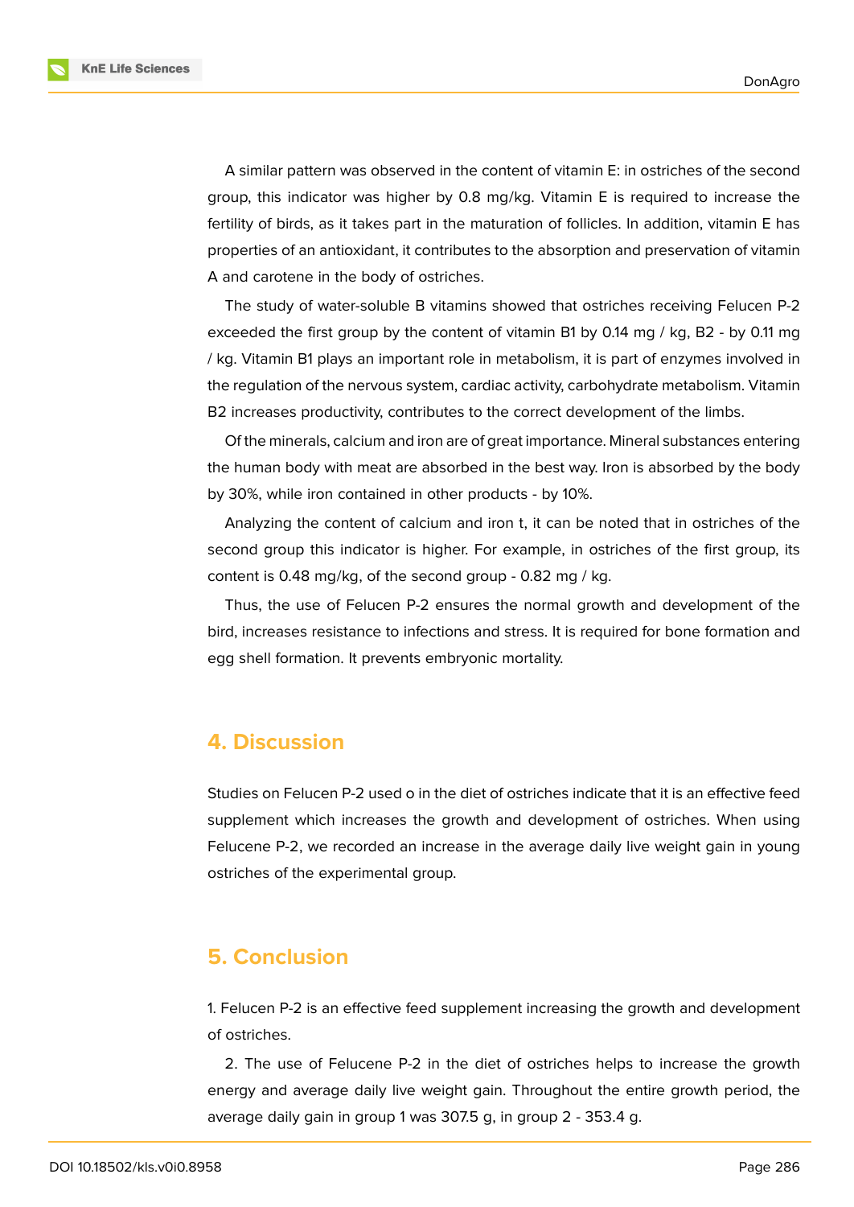A similar pattern was observed in the content of vitamin E: in ostriches of the second group, this indicator was higher by 0.8 mg/kg. Vitamin E is required to increase the fertility of birds, as it takes part in the maturation of follicles. In addition, vitamin E has properties of an antioxidant, it contributes to the absorption and preservation of vitamin A and carotene in the body of ostriches.

The study of water-soluble B vitamins showed that ostriches receiving Felucen P-2 exceeded the first group by the content of vitamin B1 by 0.14 mg / kg, B2 - by 0.11 mg / kg. Vitamin B1 plays an important role in metabolism, it is part of enzymes involved in the regulation of the nervous system, cardiac activity, carbohydrate metabolism. Vitamin B2 increases productivity, contributes to the correct development of the limbs.

Of the minerals, calcium and iron are of great importance. Mineral substances entering the human body with meat are absorbed in the best way. Iron is absorbed by the body by 30%, while iron contained in other products - by 10%.

Analyzing the content of calcium and iron t, it can be noted that in ostriches of the second group this indicator is higher. For example, in ostriches of the first group, its content is 0.48 mg/kg, of the second group - 0.82 mg / kg.

Thus, the use of Felucen P-2 ensures the normal growth and development of the bird, increases resistance to infections and stress. It is required for bone formation and egg shell formation. It prevents embryonic mortality.

## 4. Discussion

Studies on Felucen P-2 used o in the diet of ostriches indicate that it is an effective feed supplement which increases the growth and development of ostriches. When using Felucene P-2, we recorded an increase in the average daily live weight gain in young ostriches of the experimental group.

## 5. Conclusion

1. Felucen P-2 is an effective feed supplement increasing the growth and development of ostriches.

2. The use of Felucene P-2 in the diet of ostriches helps to increase the growth energy and average daily live weight gain. Throughout the entire growth period, the average daily gain in group 1 was 307.5 g, in group 2 - 353.4 g.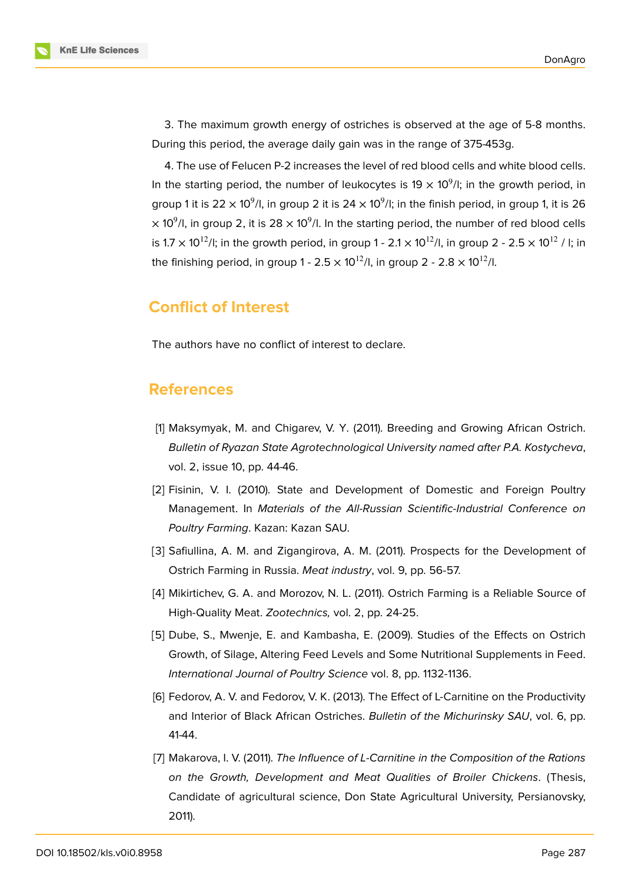3. The maximum growth energy of ostriches is observed at the age of 5-8 months. During this period, the average daily gain was in the range of 375-453g.

4. The use of Felucen P-2 increases the level of red blood cells and white blood cells. In the starting period, the number of leukocytes is $19 \times 10^9$/l; in the growth period, in group 1 it is $22 \times 10^9$/l, in group 2 it is $24 \times 10^9$/l; in the finish period, in group 1, it is $26 \times 10^9$/l, in group 2, it is $28 \times 10^9$/l. In the starting period, the number of red blood cells is $1.7 \times 10^{12}$/l; in the growth period, in group 1 - $2.1 \times 10^{12}$/l, in group 2 - $2.5 \times 10^{12}$ / l; in the finishing period, in group 1 - $2.5 \times 10^{12}$/l, in group 2 - $2.8 \times 10^{12}$/l.

## Conflict of Interest

The authors have no conflict of interest to declare.

## References

[1] Maksymyak, M. and Chigarev, V. Y. (2011). Breeding and Growing African Ostrich. *Bulletin of Ryazan State Agrotechnological University named after P.A. Kostycheva*, vol. 2, issue 10, pp. 44-46.

[2] Fisinin, V. I. (2010). State and Development of Domestic and Foreign Poultry Management. In *Materials of the All-Russian Scientific-Industrial Conference on Poultry Farming*. Kazan: Kazan SAU.

[3] Safiullina, A. M. and Zigangirova, A. M. (2011). Prospects for the Development of Ostrich Farming in Russia. *Meat industry*, vol. 9, pp. 56-57.

[4] Mikirtichev, G. A. and Morozov, N. L. (2011). Ostrich Farming is a Reliable Source of High-Quality Meat. *Zootechnics,* vol. 2, pp. 24-25.

[5] Dube, S., Mwenje, E. and Kambasha, E. (2009). Studies of the Effects on Ostrich Growth, of Silage, Altering Feed Levels and Some Nutritional Supplements in Feed. *International Journal of Poultry Science* vol. 8, pp. 1132-1136.

[6] Fedorov, A. V. and Fedorov, V. K. (2013). The Effect of L-Carnitine on the Productivity and Interior of Black African Ostriches. *Bulletin of the Michurinsky SAU*, vol. 6, pp. 41-44.

[7] Makarova, I. V. (2011). *The Influence of L-Carnitine in the Composition of the Rations on the Growth, Development and Meat Qualities of Broiler Chickens*. (Thesis, Candidate of agricultural science, Don State Agricultural University, Persianovsky, 2011).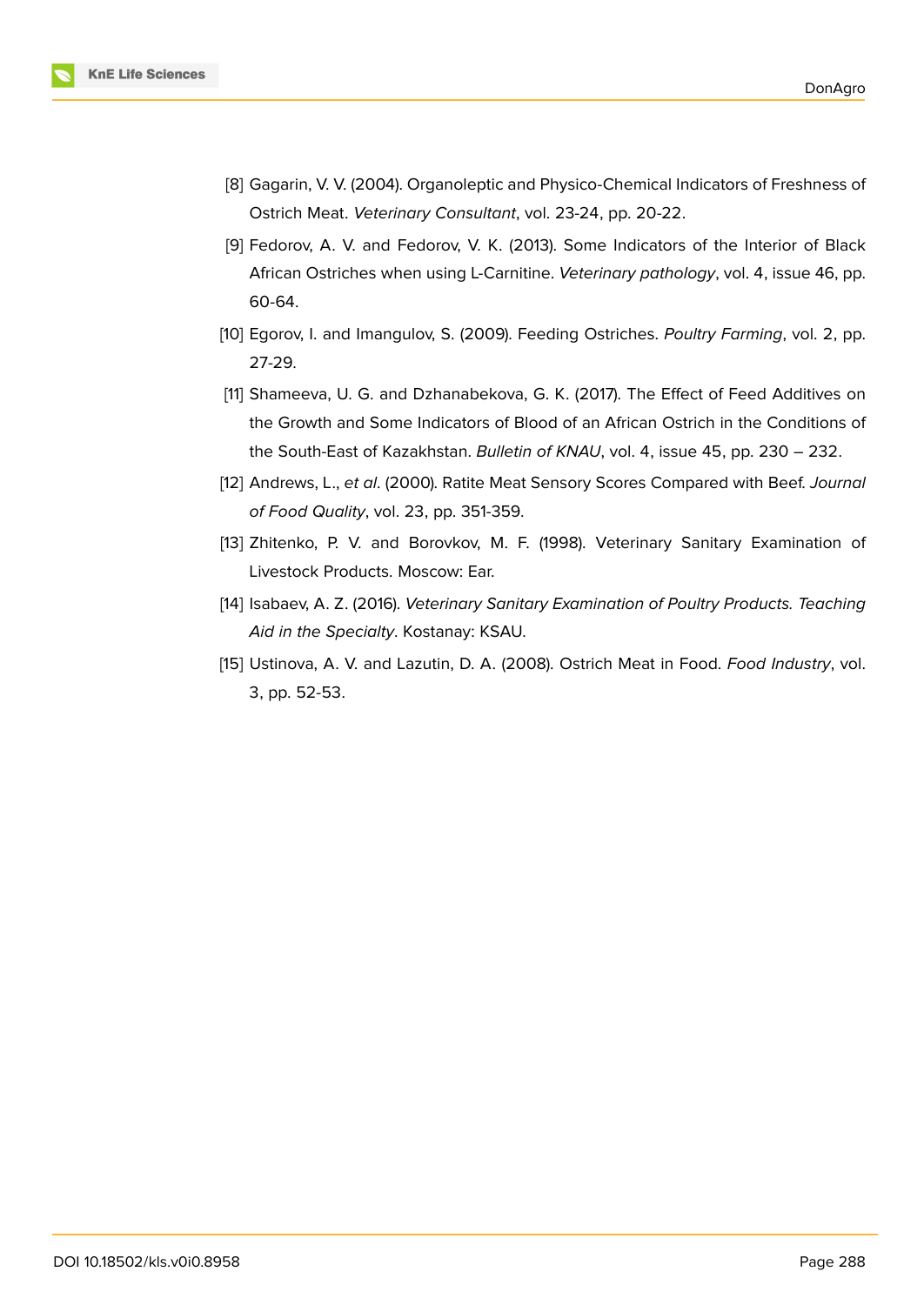[8] Gagarin, V. V. (2004). Organoleptic and Physico-Chemical Indicators of Freshness of Ostrich Meat. *Veterinary Consultant*, vol. 23-24, pp. 20-22.

[9] Fedorov, A. V. and Fedorov, V. K. (2013). Some Indicators of the Interior of Black African Ostriches when using L-Carnitine. *Veterinary pathology*, vol. 4, issue 46, pp. 60-64.

[10] Egorov, I. and Imangulov, S. (2009). Feeding Ostriches. *Poultry Farming*, vol. 2, pp. 27-29.

[11] Shameeva, U. G. and Dzhanabekova, G. K. (2017). The Effect of Feed Additives on the Growth and Some Indicators of Blood of an African Ostrich in the Conditions of the South-East of Kazakhstan. *Bulletin of KNAU*, vol. 4, issue 45, pp. 230 – 232.

[12] Andrews, L., *et al*. (2000). Ratite Meat Sensory Scores Compared with Beef. *Journal of Food Quality*, vol. 23, pp. 351-359.

[13] Zhitenko, P. V. and Borovkov, M. F. (1998). Veterinary Sanitary Examination of Livestock Products. Moscow: Ear.

[14] Isabaev, A. Z. (2016). *Veterinary Sanitary Examination of Poultry Products. Teaching Aid in the Specialty*. Kostanay: KSAU.

[15] Ustinova, A. V. and Lazutin, D. A. (2008). Ostrich Meat in Food. *Food Industry*, vol. 3, pp. 52-53.